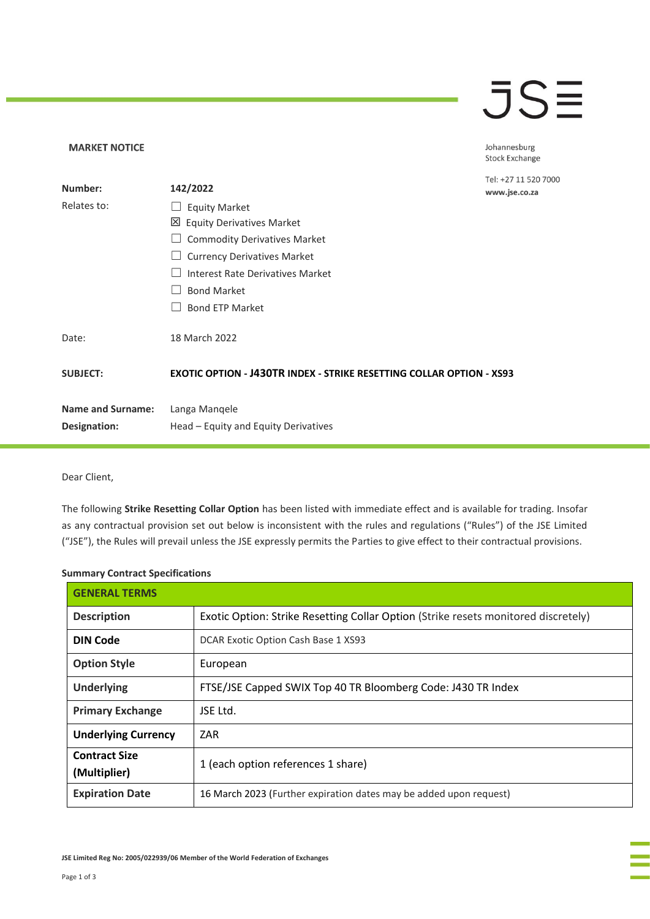**MARKET NOTICE**

Johannesburg Stock Exchange

Tel: +27 11 520 7000
**www.jse.co.za**

| | |
|---|---|
| **Number:** | **142/2022** |
| Relates to: | ☐ Equity Market<br>☒ Equity Derivatives Market<br>☐ Commodity Derivatives Market<br>☐ Currency Derivatives Market<br>☐ Interest Rate Derivatives Market<br>☐ Bond Market<br>☐ Bond ETP Market |
| Date: | 18 March 2022 |
| **SUBJECT:** | **EXOTIC OPTION - J430TR INDEX - STRIKE RESETTING COLLAR OPTION - XS93** |
| **Name and Surname:** | Langa Manqele |
| **Designation:** | Head – Equity and Equity Derivatives |

Dear Client,

The following **Strike Resetting Collar Option** has been listed with immediate effect and is available for trading. Insofar as any contractual provision set out below is inconsistent with the rules and regulations ("Rules") of the JSE Limited ("JSE"), the Rules will prevail unless the JSE expressly permits the Parties to give effect to their contractual provisions.

**Summary Contract Specifications**

| **GENERAL TERMS** | |
|---|---|
| **Description** | Exotic Option: Strike Resetting Collar Option (Strike resets monitored discretely) |
| **DIN Code** | DCAR Exotic Option Cash Base 1 XS93 |
| **Option Style** | European |
| **Underlying** | FTSE/JSE Capped SWIX Top 40 TR Bloomberg Code: J430 TR Index |
| **Primary Exchange** | JSE Ltd. |
| **Underlying Currency** | ZAR |
| **Contract Size (Multiplier)** | 1 (each option references 1 share) |
| **Expiration Date** | 16 March 2023 (Further expiration dates may be added upon request) |

JSE Limited Reg No: 2005/022939/06 Member of the World Federation of Exchanges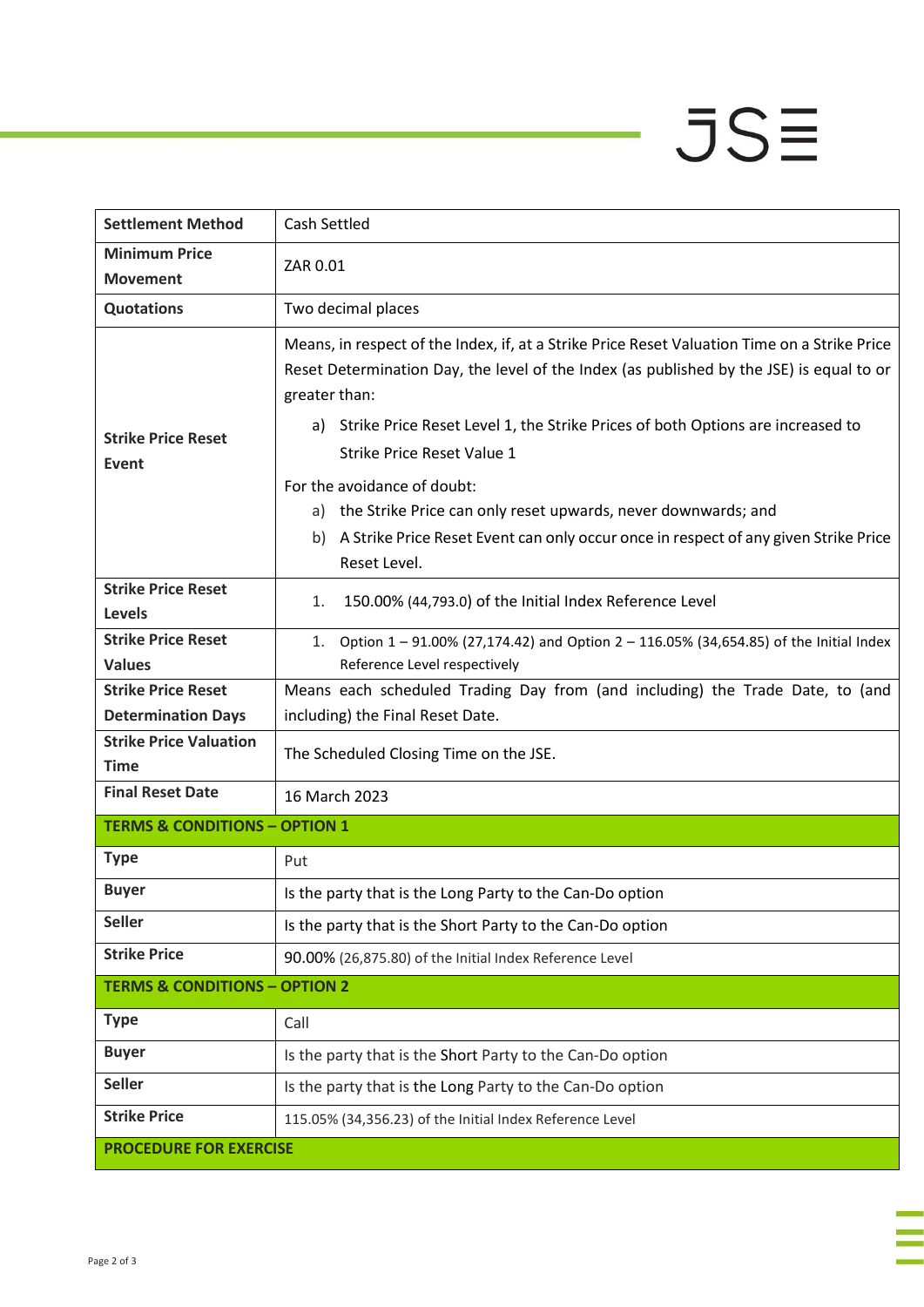| | |
|---|---|
| **Settlement Method** | Cash Settled |
| **Minimum Price Movement** | ZAR 0.01 |
| **Quotations** | Two decimal places |
| **Strike Price Reset Event** | Means, in respect of the Index, if, at a Strike Price Reset Valuation Time on a Strike Price Reset Determination Day, the level of the Index (as published by the JSE) is equal to or greater than:<br>a) Strike Price Reset Level 1, the Strike Prices of both Options are increased to Strike Price Reset Value 1<br>For the avoidance of doubt:<br>a) the Strike Price can only reset upwards, never downwards; and<br>b) A Strike Price Reset Event can only occur once in respect of any given Strike Price Reset Level. |
| **Strike Price Reset Levels** | 1. 150.00% (44,793.0) of the Initial Index Reference Level |
| **Strike Price Reset Values** | 1. Option 1 – 91.00% (27,174.42) and Option 2 – 116.05% (34,654.85) of the Initial Index Reference Level respectively |
| **Strike Price Reset Determination Days** | Means each scheduled Trading Day from (and including) the Trade Date, to (and including) the Final Reset Date. |
| **Strike Price Valuation Time** | The Scheduled Closing Time on the JSE. |
| **Final Reset Date** | 16 March 2023 |
| **TERMS & CONDITIONS – OPTION 1** | |
| **Type** | Put |
| **Buyer** | Is the party that is the Long Party to the Can-Do option |
| **Seller** | Is the party that is the Short Party to the Can-Do option |
| **Strike Price** | 90.00% (26,875.80) of the Initial Index Reference Level |
| **TERMS & CONDITIONS – OPTION 2** | |
| **Type** | Call |
| **Buyer** | Is the party that is the Short Party to the Can-Do option |
| **Seller** | Is the party that is the Long Party to the Can-Do option |
| **Strike Price** | 115.05% (34,356.23) of the Initial Index Reference Level |
| **PROCEDURE FOR EXERCISE** | |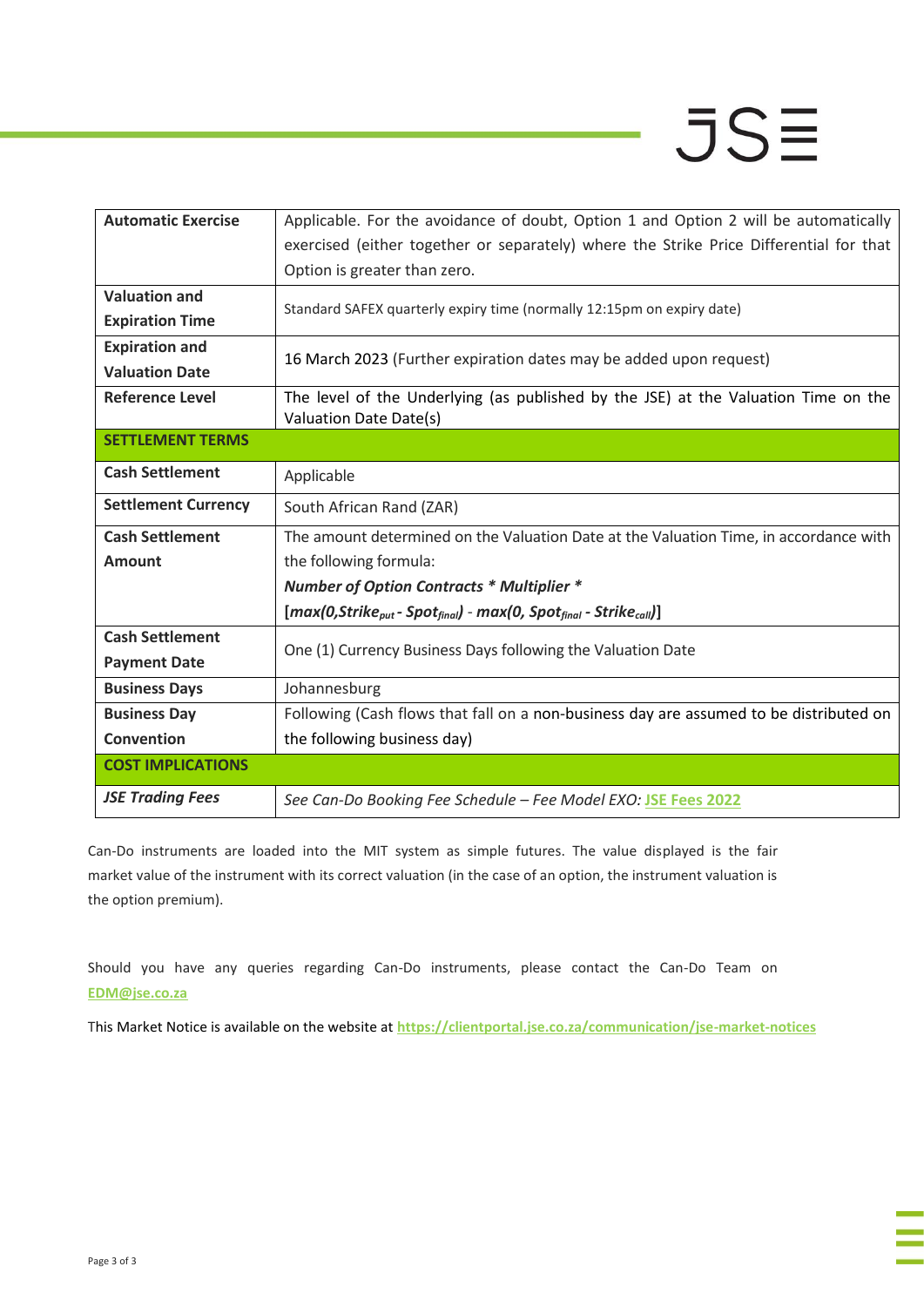| | |
|---|---|
| **Automatic Exercise** | Applicable. For the avoidance of doubt, Option 1 and Option 2 will be automatically exercised (either together or separately) where the Strike Price Differential for that Option is greater than zero. |
| **Valuation and Expiration Time** | Standard SAFEX quarterly expiry time (normally 12:15pm on expiry date) |
| **Expiration and Valuation Date** | 16 March 2023 (Further expiration dates may be added upon request) |
| **Reference Level** | The level of the Underlying (as published by the JSE) at the Valuation Time on the Valuation Date Date(s) |
| **SETTLEMENT TERMS** | |
| **Cash Settlement** | Applicable |
| **Settlement Currency** | South African Rand (ZAR) |
| **Cash Settlement Amount** | The amount determined on the Valuation Date at the Valuation Time, in accordance with the following formula: ***Number of Option Contracts * Multiplier **** $[max(0, Strike_{put} - Spot_{final}) - max(0, Spot_{final} - Strike_{call})]$ |
| **Cash Settlement Payment Date** | One (1) Currency Business Days following the Valuation Date |
| **Business Days** | Johannesburg |
| **Business Day Convention** | Following (Cash flows that fall on a non-business day are assumed to be distributed on the following business day) |
| **COST IMPLICATIONS** | |
| ***JSE Trading Fees*** | *See Can-Do Booking Fee Schedule – Fee Model EXO: JSE Fees 2022* |

Can-Do instruments are loaded into the MIT system as simple futures. The value displayed is the fair market value of the instrument with its correct valuation (in the case of an option, the instrument valuation is the option premium).

Should you have any queries regarding Can-Do instruments, please contact the Can-Do Team on **EDM@jse.co.za**

This Market Notice is available on the website at **https://clientportal.jse.co.za/communication/jse-market-notices**